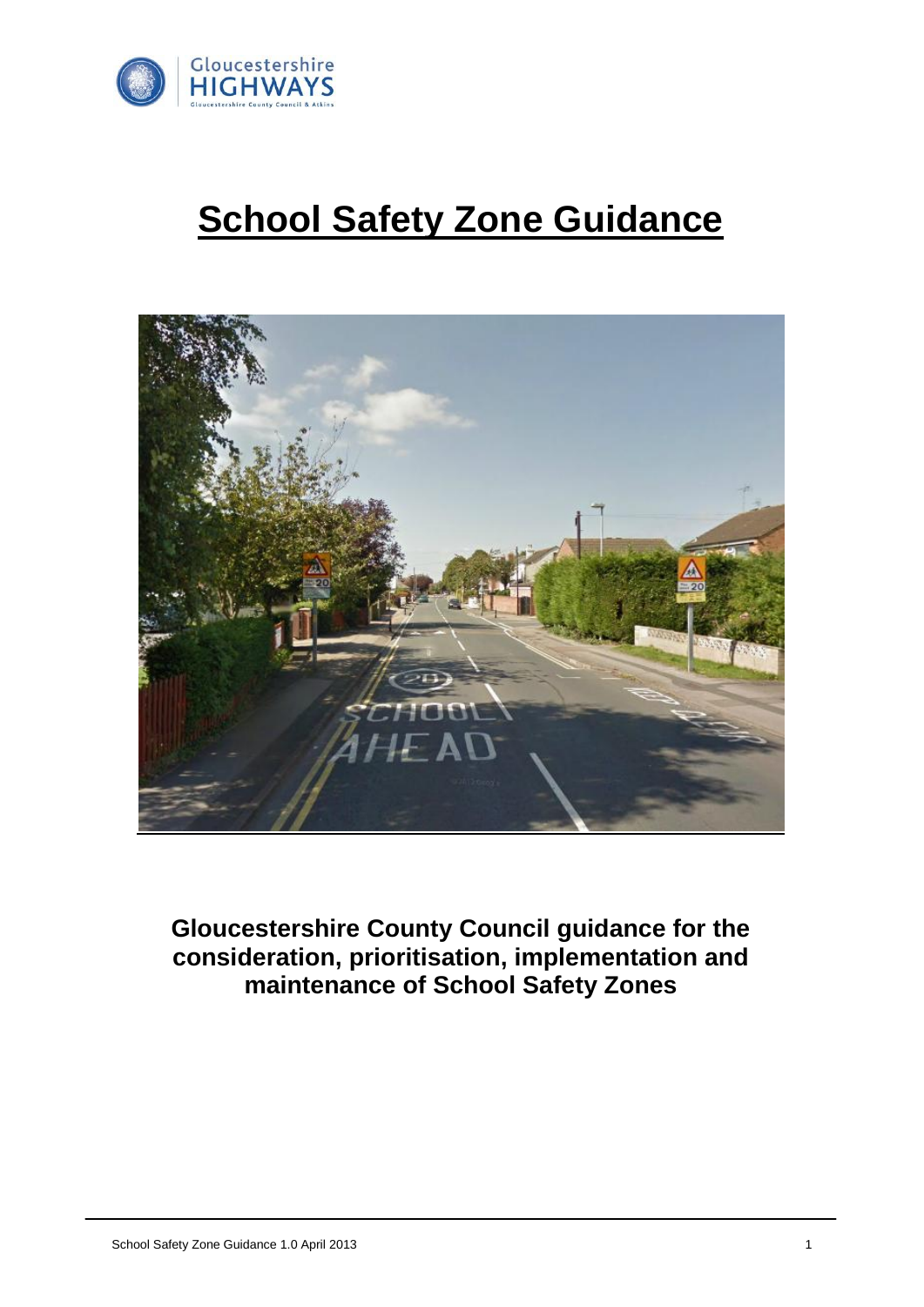# School Safety Zone Guidance

**Gloucestershire County Council guidance for the consideration, prioritisation, implementation and maintenance of School Safety Zones**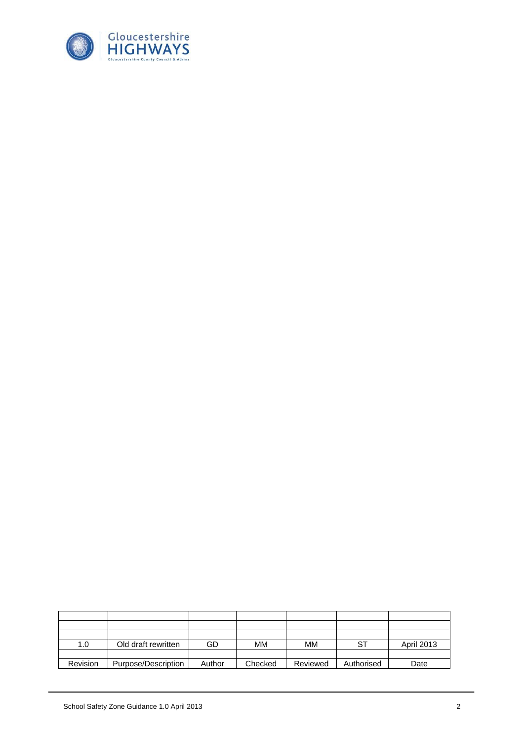|  |  |  |  |  |  |  |
|---|---|---|---|---|---|---|
|  |  |  |  |  |  |  |
|  |  |  |  |  |  |  |
| 1.0 | Old draft rewritten | GD | MM | MM | ST | April 2013 |
|  |  |  |  |  |  |  |
| Revision | Purpose/Description | Author | Checked | Reviewed | Authorised | Date |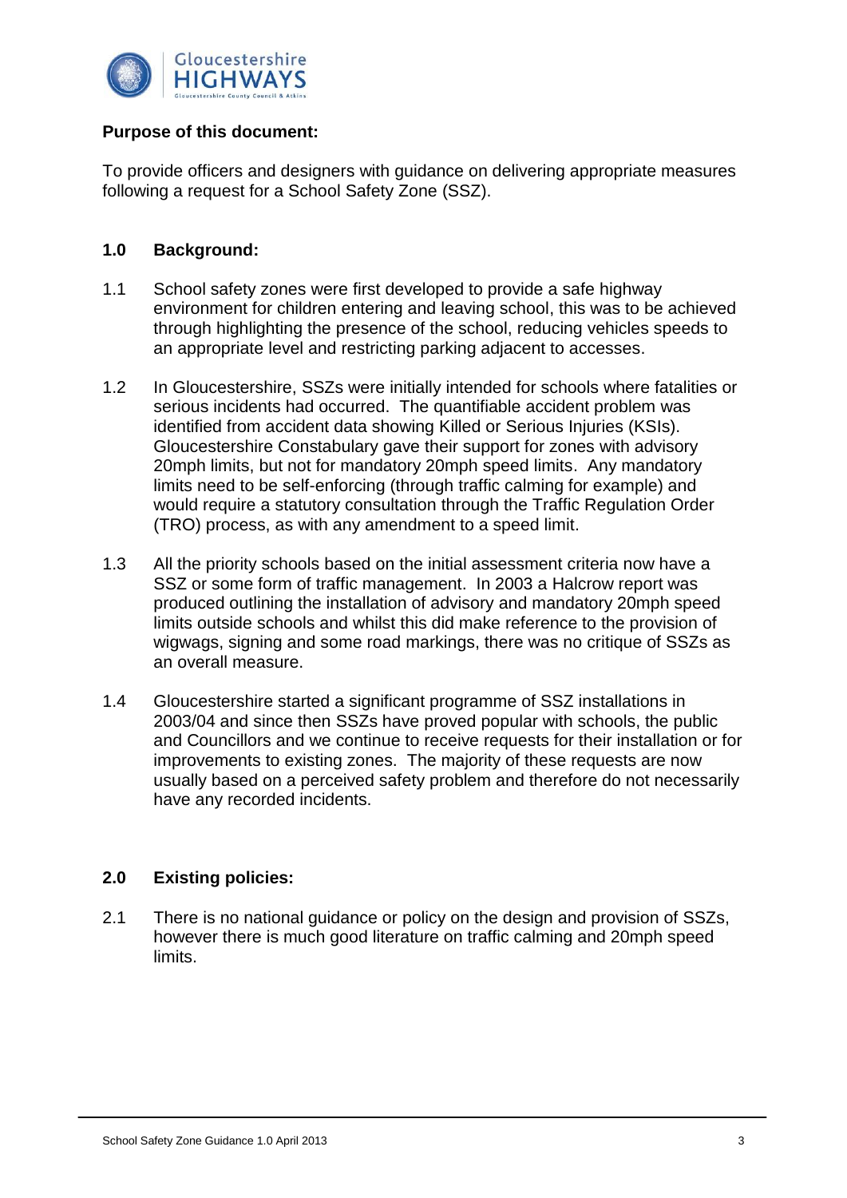**Purpose of this document:**

To provide officers and designers with guidance on delivering appropriate measures following a request for a School Safety Zone (SSZ).

## 1.0 Background:

1.1 School safety zones were first developed to provide a safe highway environment for children entering and leaving school, this was to be achieved through highlighting the presence of the school, reducing vehicles speeds to an appropriate level and restricting parking adjacent to accesses.

1.2 In Gloucestershire, SSZs were initially intended for schools where fatalities or serious incidents had occurred. The quantifiable accident problem was identified from accident data showing Killed or Serious Injuries (KSIs). Gloucestershire Constabulary gave their support for zones with advisory 20mph limits, but not for mandatory 20mph speed limits. Any mandatory limits need to be self-enforcing (through traffic calming for example) and would require a statutory consultation through the Traffic Regulation Order (TRO) process, as with any amendment to a speed limit.

1.3 All the priority schools based on the initial assessment criteria now have a SSZ or some form of traffic management. In 2003 a Halcrow report was produced outlining the installation of advisory and mandatory 20mph speed limits outside schools and whilst this did make reference to the provision of wigwags, signing and some road markings, there was no critique of SSZs as an overall measure.

1.4 Gloucestershire started a significant programme of SSZ installations in 2003/04 and since then SSZs have proved popular with schools, the public and Councillors and we continue to receive requests for their installation or for improvements to existing zones. The majority of these requests are now usually based on a perceived safety problem and therefore do not necessarily have any recorded incidents.

## 2.0 Existing policies:

2.1 There is no national guidance or policy on the design and provision of SSZs, however there is much good literature on traffic calming and 20mph speed limits.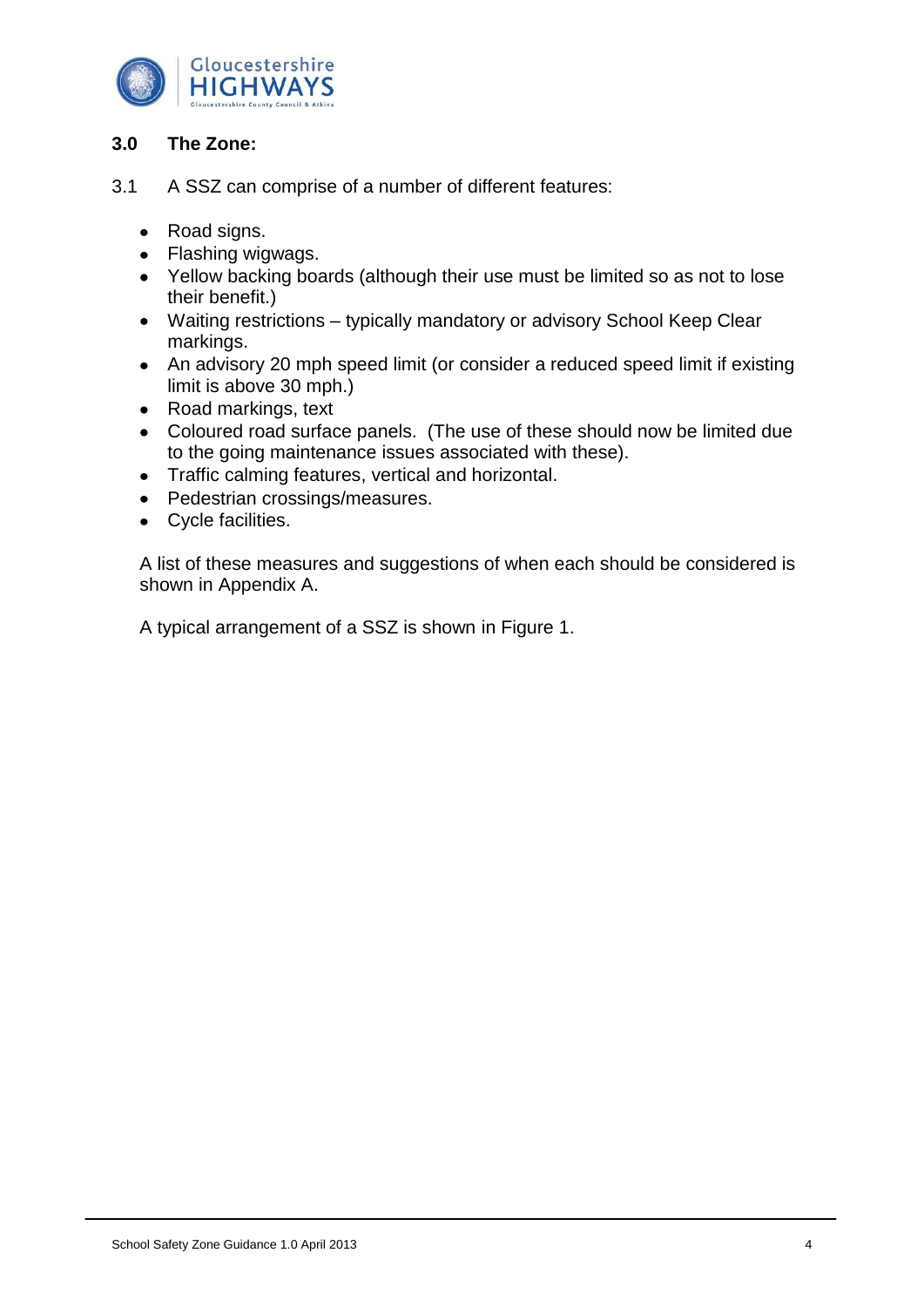## 3.0 The Zone:

3.1 A SSZ can comprise of a number of different features:

- Road signs.
- Flashing wigwags.
- Yellow backing boards (although their use must be limited so as not to lose their benefit.)
- Waiting restrictions – typically mandatory or advisory School Keep Clear markings.
- An advisory 20 mph speed limit (or consider a reduced speed limit if existing limit is above 30 mph.)
- Road markings, text
- Coloured road surface panels. (The use of these should now be limited due to the going maintenance issues associated with these).
- Traffic calming features, vertical and horizontal.
- Pedestrian crossings/measures.
- Cycle facilities.

A list of these measures and suggestions of when each should be considered is shown in Appendix A.

A typical arrangement of a SSZ is shown in Figure 1.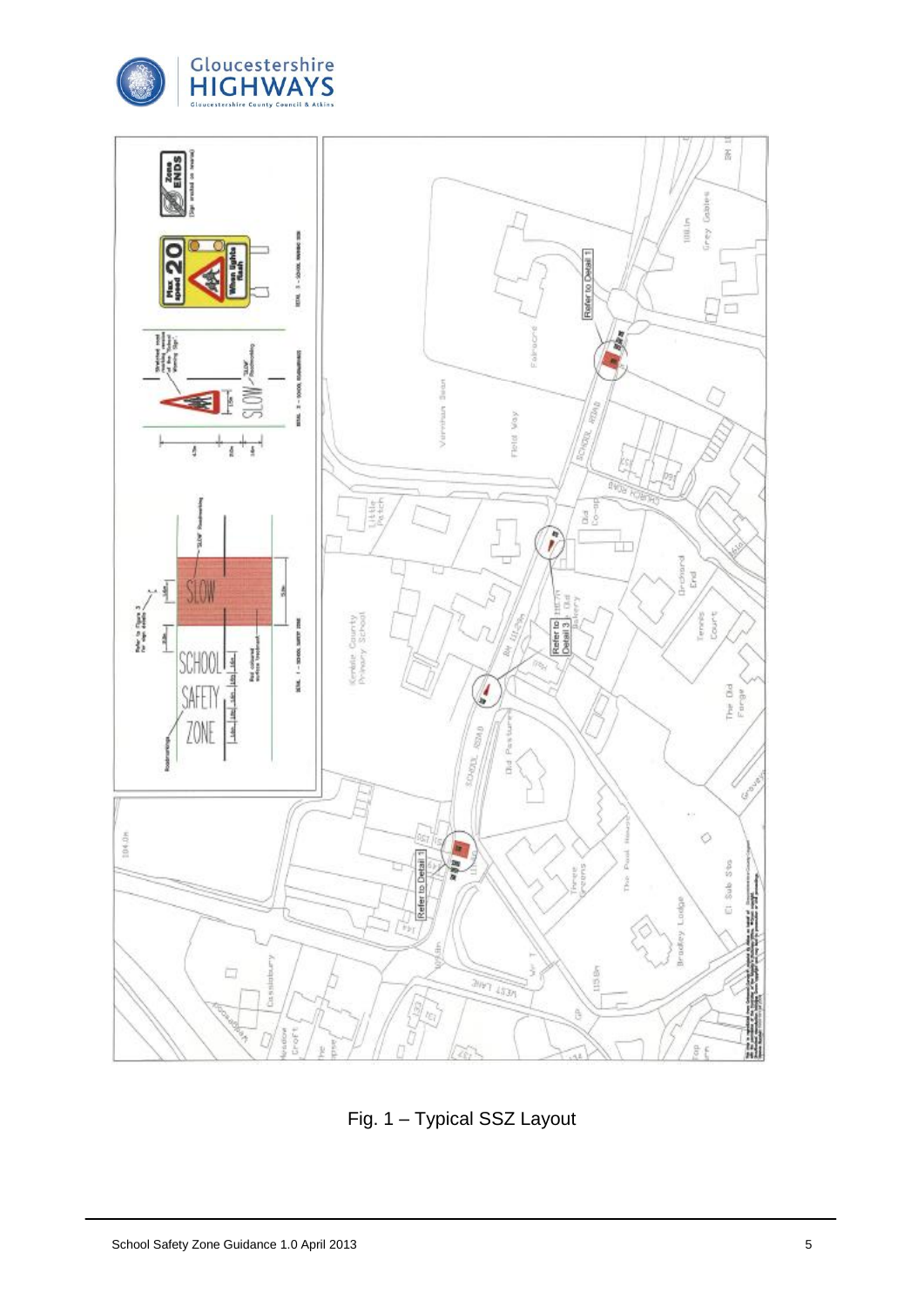Fig. 1 – Typical SSZ Layout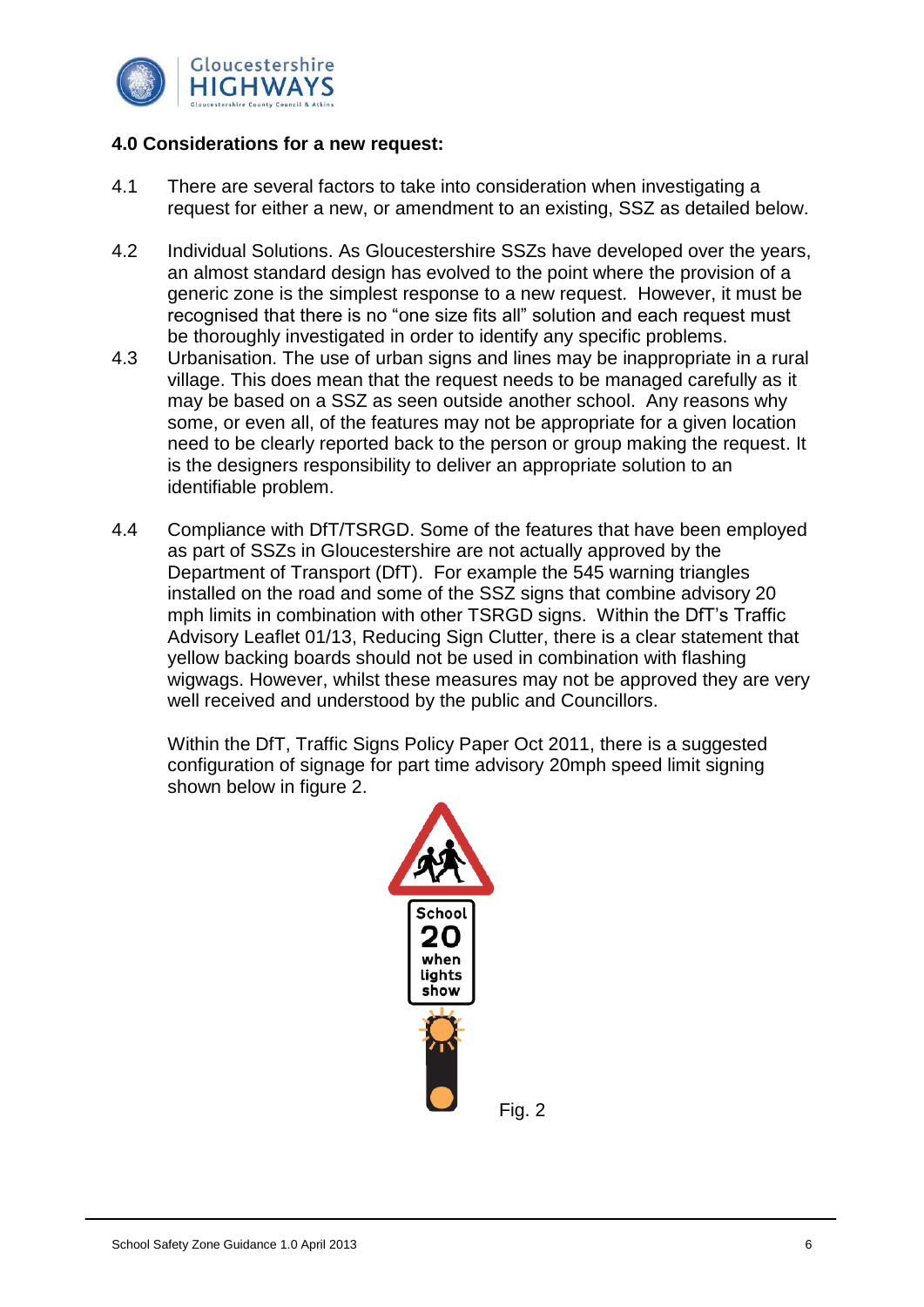### 4.0 Considerations for a new request:

4.1 There are several factors to take into consideration when investigating a request for either a new, or amendment to an existing, SSZ as detailed below.

4.2 Individual Solutions. As Gloucestershire SSZs have developed over the years, an almost standard design has evolved to the point where the provision of a generic zone is the simplest response to a new request. However, it must be recognised that there is no "one size fits all" solution and each request must be thoroughly investigated in order to identify any specific problems.

4.3 Urbanisation. The use of urban signs and lines may be inappropriate in a rural village. This does mean that the request needs to be managed carefully as it may be based on a SSZ as seen outside another school. Any reasons why some, or even all, of the features may not be appropriate for a given location need to be clearly reported back to the person or group making the request. It is the designers responsibility to deliver an appropriate solution to an identifiable problem.

4.4 Compliance with DfT/TSRGD. Some of the features that have been employed as part of SSZs in Gloucestershire are not actually approved by the Department of Transport (DfT). For example the 545 warning triangles installed on the road and some of the SSZ signs that combine advisory 20 mph limits in combination with other TSRGD signs. Within the DfT's Traffic Advisory Leaflet 01/13, Reducing Sign Clutter, there is a clear statement that yellow backing boards should not be used in combination with flashing wigwags. However, whilst these measures may not be approved they are very well received and understood by the public and Councillors.

Within the DfT, Traffic Signs Policy Paper Oct 2011, there is a suggested configuration of signage for part time advisory 20mph speed limit signing shown below in figure 2.

Fig. 2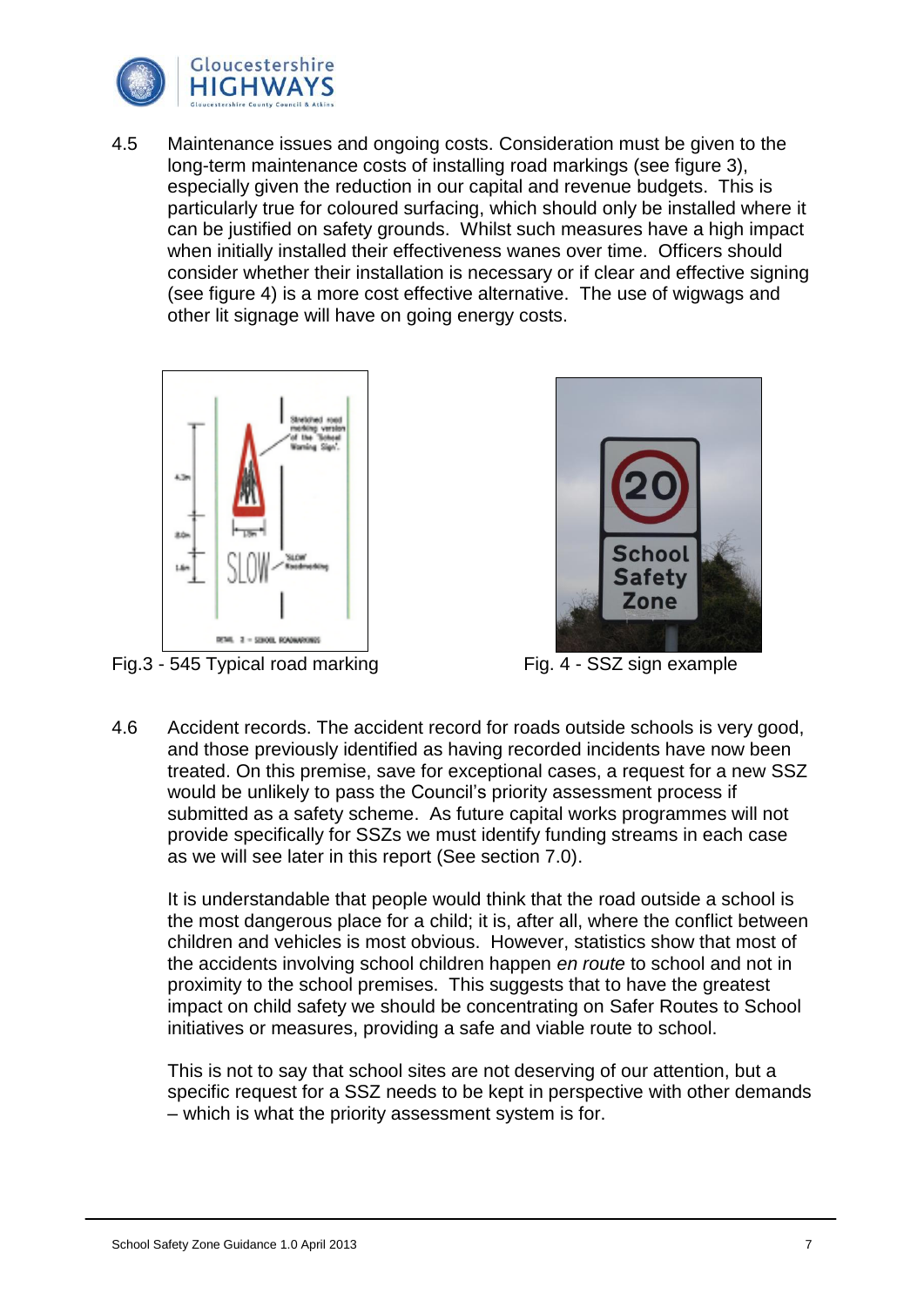4.5 Maintenance issues and ongoing costs. Consideration must be given to the long-term maintenance costs of installing road markings (see figure 3), especially given the reduction in our capital and revenue budgets. This is particularly true for coloured surfacing, which should only be installed where it can be justified on safety grounds. Whilst such measures have a high impact when initially installed their effectiveness wanes over time. Officers should consider whether their installation is necessary or if clear and effective signing (see figure 4) is a more cost effective alternative. The use of wigwags and other lit signage will have on going energy costs.

Fig.3 - 545 Typical road marking

Fig. 4 - SSZ sign example

4.6 Accident records. The accident record for roads outside schools is very good, and those previously identified as having recorded incidents have now been treated. On this premise, save for exceptional cases, a request for a new SSZ would be unlikely to pass the Council's priority assessment process if submitted as a safety scheme. As future capital works programmes will not provide specifically for SSZs we must identify funding streams in each case as we will see later in this report (See section 7.0).

It is understandable that people would think that the road outside a school is the most dangerous place for a child; it is, after all, where the conflict between children and vehicles is most obvious. However, statistics show that most of the accidents involving school children happen *en route* to school and not in proximity to the school premises. This suggests that to have the greatest impact on child safety we should be concentrating on Safer Routes to School initiatives or measures, providing a safe and viable route to school.

This is not to say that school sites are not deserving of our attention, but a specific request for a SSZ needs to be kept in perspective with other demands – which is what the priority assessment system is for.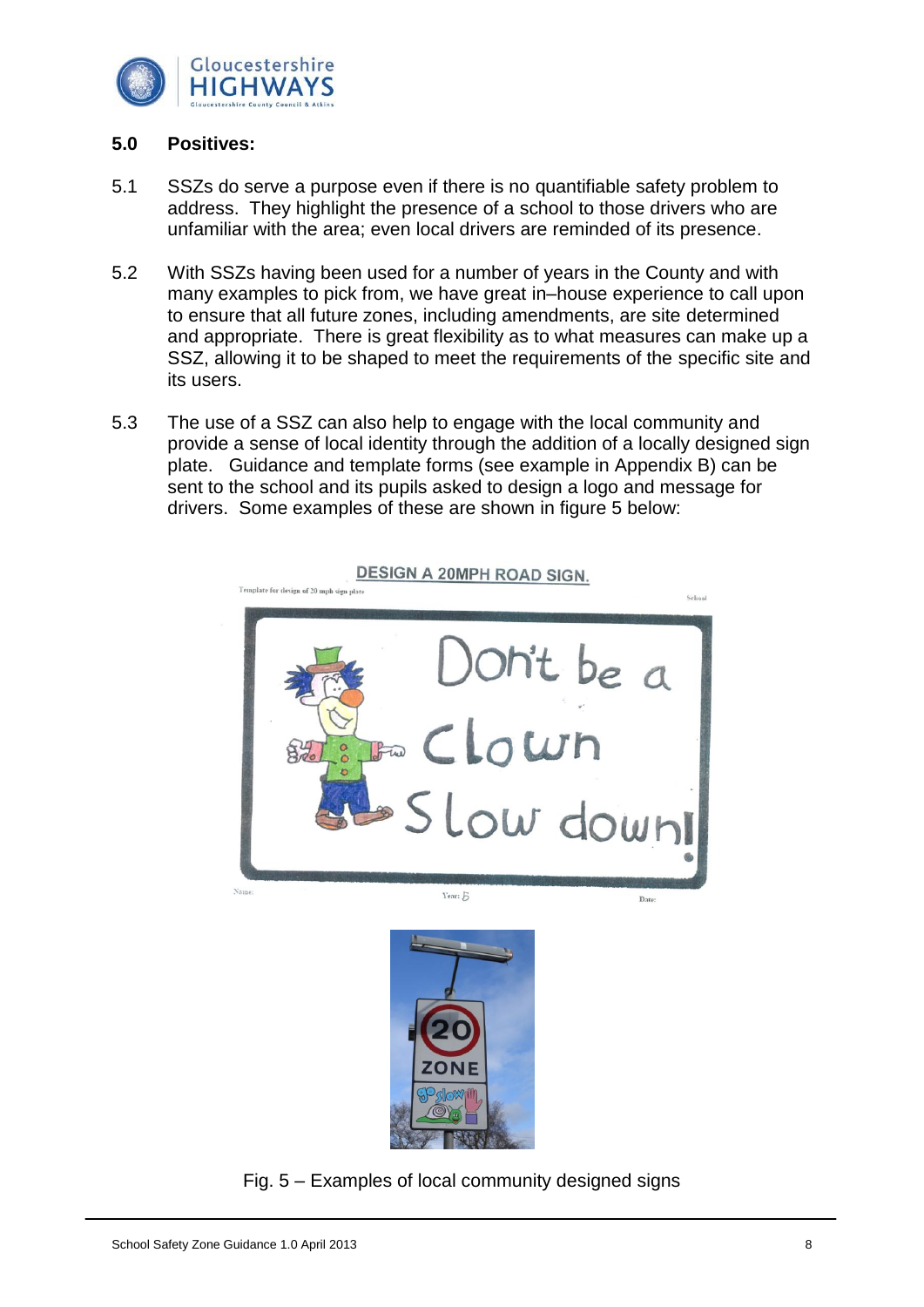## 5.0 Positives:

5.1 SSZs do serve a purpose even if there is no quantifiable safety problem to address. They highlight the presence of a school to those drivers who are unfamiliar with the area; even local drivers are reminded of its presence.

5.2 With SSZs having been used for a number of years in the County and with many examples to pick from, we have great in–house experience to call upon to ensure that all future zones, including amendments, are site determined and appropriate. There is great flexibility as to what measures can make up a SSZ, allowing it to be shaped to meet the requirements of the specific site and its users.

5.3 The use of a SSZ can also help to engage with the local community and provide a sense of local identity through the addition of a locally designed sign plate. Guidance and template forms (see example in Appendix B) can be sent to the school and its pupils asked to design a logo and message for drivers. Some examples of these are shown in figure 5 below:

Fig. 5 – Examples of local community designed signs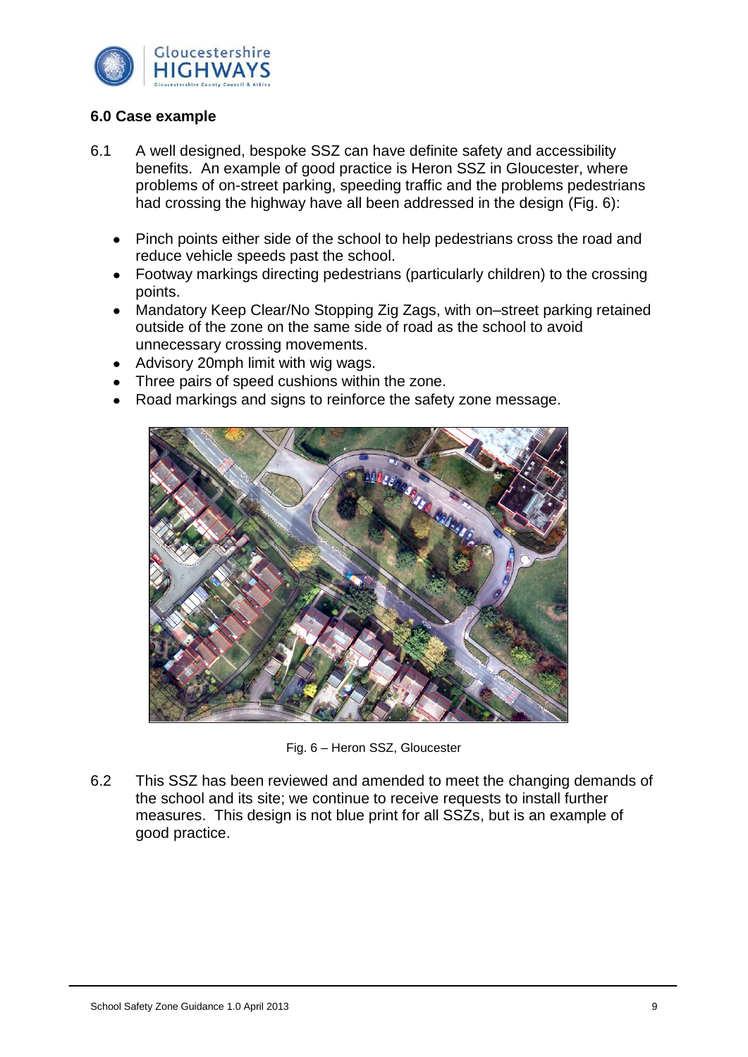## 6.0 Case example

6.1 A well designed, bespoke SSZ can have definite safety and accessibility benefits. An example of good practice is Heron SSZ in Gloucester, where problems of on-street parking, speeding traffic and the problems pedestrians had crossing the highway have all been addressed in the design (Fig. 6):

- Pinch points either side of the school to help pedestrians cross the road and reduce vehicle speeds past the school.
- Footway markings directing pedestrians (particularly children) to the crossing points.
- Mandatory Keep Clear/No Stopping Zig Zags, with on–street parking retained outside of the zone on the same side of road as the school to avoid unnecessary crossing movements.
- Advisory 20mph limit with wig wags.
- Three pairs of speed cushions within the zone.
- Road markings and signs to reinforce the safety zone message.

Fig. 6 – Heron SSZ, Gloucester

6.2 This SSZ has been reviewed and amended to meet the changing demands of the school and its site; we continue to receive requests to install further measures. This design is not blue print for all SSZs, but is an example of good practice.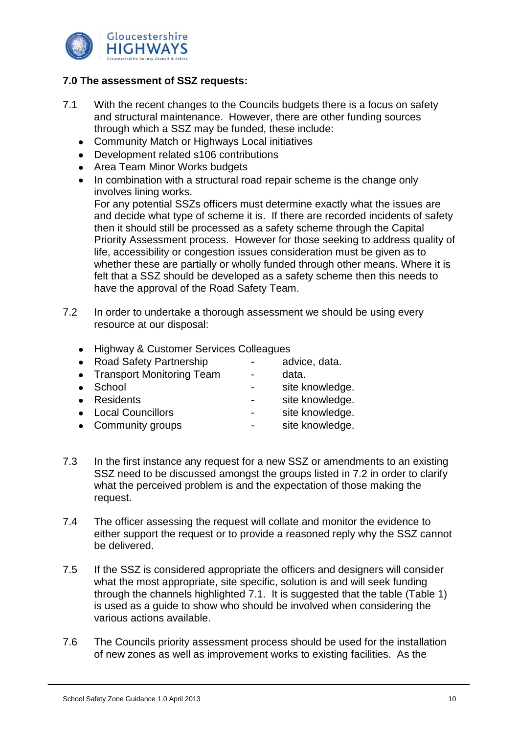## 7.0 The assessment of SSZ requests:

7.1 With the recent changes to the Councils budgets there is a focus on safety and structural maintenance. However, there are other funding sources through which a SSZ may be funded, these include:

- Community Match or Highways Local initiatives
- Development related s106 contributions
- Area Team Minor Works budgets
- In combination with a structural road repair scheme is the change only involves lining works.

  For any potential SSZs officers must determine exactly what the issues are and decide what type of scheme it is. If there are recorded incidents of safety then it should still be processed as a safety scheme through the Capital Priority Assessment process. However for those seeking to address quality of life, accessibility or congestion issues consideration must be given as to whether these are partially or wholly funded through other means. Where it is felt that a SSZ should be developed as a safety scheme then this needs to have the approval of the Road Safety Team.

7.2 In order to undertake a thorough assessment we should be using every resource at our disposal:

- Highway & Customer Services Colleagues
- Road Safety Partnership - advice, data.
- Transport Monitoring Team - data.
- School - site knowledge.
- Residents - site knowledge.
- Local Councillors - site knowledge.
- Community groups - site knowledge.

7.3 In the first instance any request for a new SSZ or amendments to an existing SSZ need to be discussed amongst the groups listed in 7.2 in order to clarify what the perceived problem is and the expectation of those making the request.

7.4 The officer assessing the request will collate and monitor the evidence to either support the request or to provide a reasoned reply why the SSZ cannot be delivered.

7.5 If the SSZ is considered appropriate the officers and designers will consider what the most appropriate, site specific, solution is and will seek funding through the channels highlighted 7.1. It is suggested that the table (Table 1) is used as a guide to show who should be involved when considering the various actions available.

7.6 The Councils priority assessment process should be used for the installation of new zones as well as improvement works to existing facilities. As the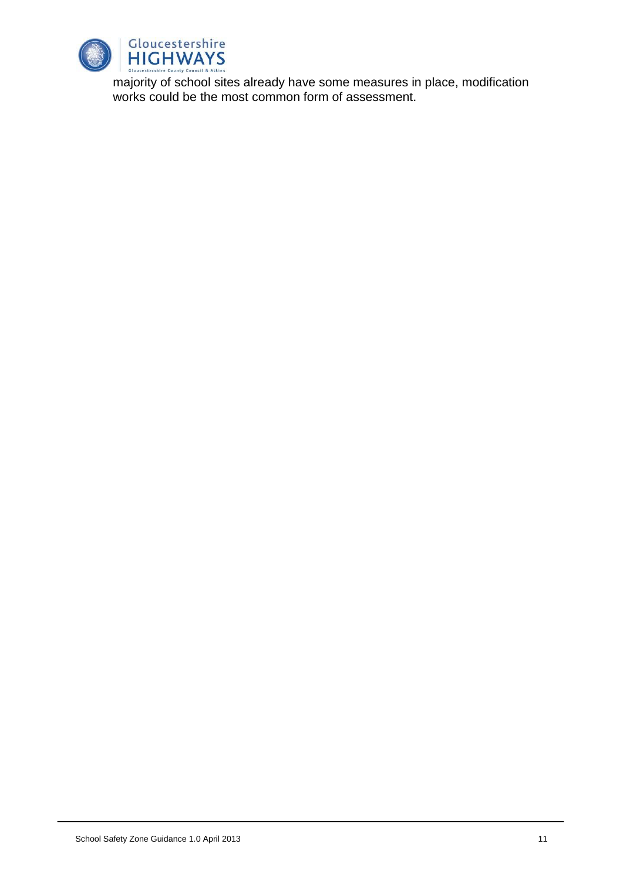majority of school sites already have some measures in place, modification works could be the most common form of assessment.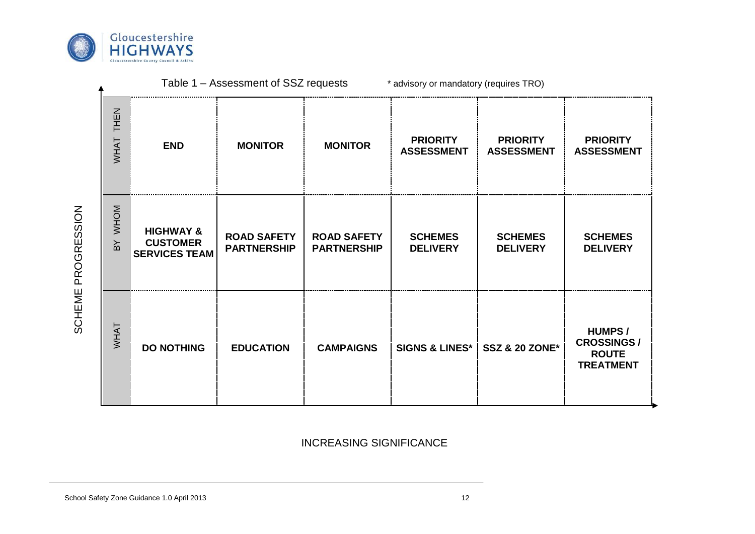Table 1 – Assessment of SSZ requests

\* advisory or mandatory (requires TRO)

| SCHEME PROGRESSION | | | | | | |
|---|---|---|---|---|---|---|
| **WHAT THEN** | **END** | **MONITOR** | **MONITOR** | **PRIORITY ASSESSMENT** | **PRIORITY ASSESSMENT** | **PRIORITY ASSESSMENT** |
| **BY WHOM** | **HIGHWAY & CUSTOMER SERVICES TEAM** | **ROAD SAFETY PARTNERSHIP** | **ROAD SAFETY PARTNERSHIP** | **SCHEMES DELIVERY** | **SCHEMES DELIVERY** | **SCHEMES DELIVERY** |
| **WHAT** | **DO NOTHING** | **EDUCATION** | **CAMPAIGNS** | **SIGNS & LINES*** | **SSZ & 20 ZONE*** | **HUMPS / CROSSINGS / ROUTE TREATMENT** |

INCREASING SIGNIFICANCE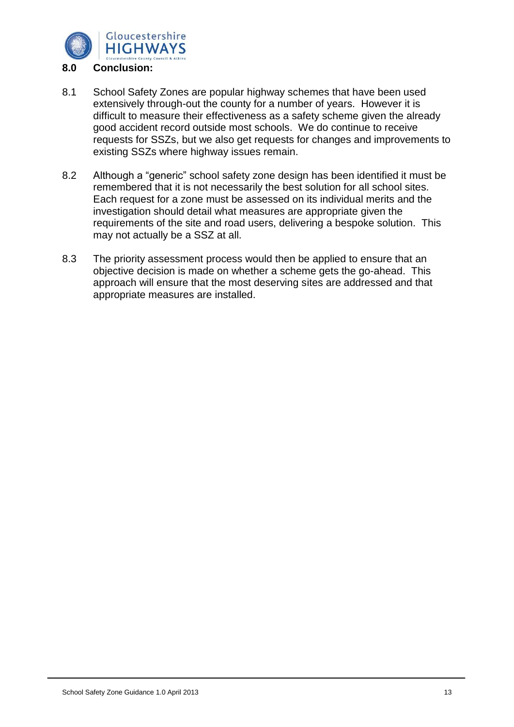## 8.0 Conclusion:

8.1 School Safety Zones are popular highway schemes that have been used extensively through-out the county for a number of years. However it is difficult to measure their effectiveness as a safety scheme given the already good accident record outside most schools. We do continue to receive requests for SSZs, but we also get requests for changes and improvements to existing SSZs where highway issues remain.

8.2 Although a "generic" school safety zone design has been identified it must be remembered that it is not necessarily the best solution for all school sites. Each request for a zone must be assessed on its individual merits and the investigation should detail what measures are appropriate given the requirements of the site and road users, delivering a bespoke solution. This may not actually be a SSZ at all.

8.3 The priority assessment process would then be applied to ensure that an objective decision is made on whether a scheme gets the go-ahead. This approach will ensure that the most deserving sites are addressed and that appropriate measures are installed.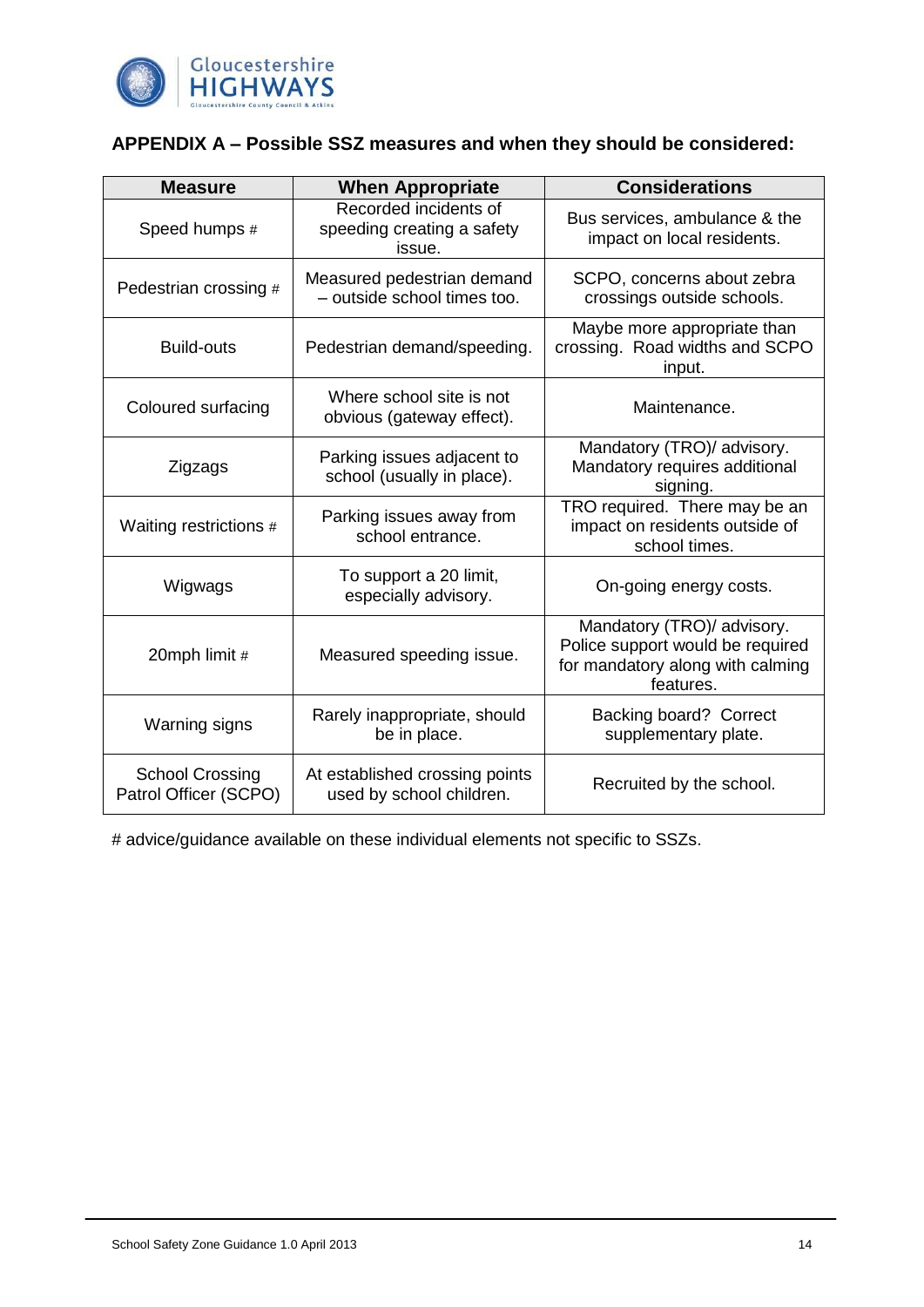## APPENDIX A – Possible SSZ measures and when they should be considered:

| Measure | When Appropriate | Considerations |
|---|---|---|
| Speed humps # | Recorded incidents of speeding creating a safety issue. | Bus services, ambulance & the impact on local residents. |
| Pedestrian crossing # | Measured pedestrian demand – outside school times too. | SCPO, concerns about zebra crossings outside schools. |
| Build-outs | Pedestrian demand/speeding. | Maybe more appropriate than crossing. Road widths and SCPO input. |
| Coloured surfacing | Where school site is not obvious (gateway effect). | Maintenance. |
| Zigzags | Parking issues adjacent to school (usually in place). | Mandatory (TRO)/ advisory. Mandatory requires additional signing. |
| Waiting restrictions # | Parking issues away from school entrance. | TRO required. There may be an impact on residents outside of school times. |
| Wigwags | To support a 20 limit, especially advisory. | On-going energy costs. |
| 20mph limit # | Measured speeding issue. | Mandatory (TRO)/ advisory. Police support would be required for mandatory along with calming features. |
| Warning signs | Rarely inappropriate, should be in place. | Backing board? Correct supplementary plate. |
| School Crossing Patrol Officer (SCPO) | At established crossing points used by school children. | Recruited by the school. |

# advice/guidance available on these individual elements not specific to SSZs.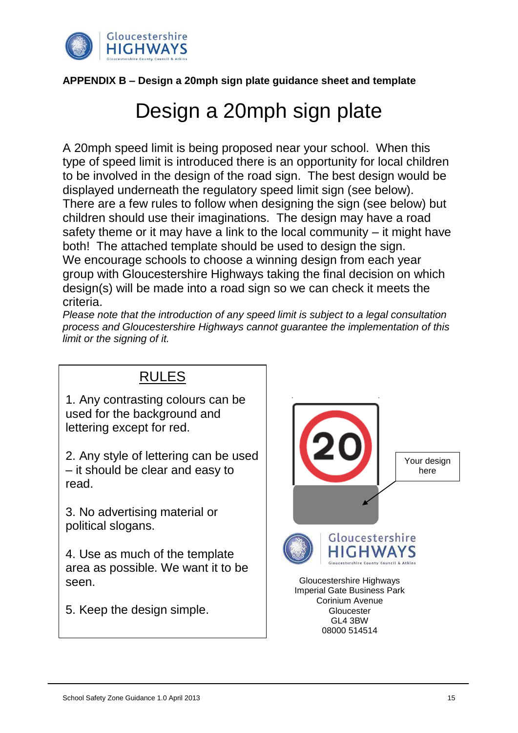**APPENDIX B – Design a 20mph sign plate guidance sheet and template**

# Design a 20mph sign plate

A 20mph speed limit is being proposed near your school. When this type of speed limit is introduced there is an opportunity for local children to be involved in the design of the road sign. The best design would be displayed underneath the regulatory speed limit sign (see below). There are a few rules to follow when designing the sign (see below) but children should use their imaginations. The design may have a road safety theme or it may have a link to the local community – it might have both! The attached template should be used to design the sign. We encourage schools to choose a winning design from each year group with Gloucestershire Highways taking the final decision on which design(s) will be made into a road sign so we can check it meets the criteria.

*Please note that the introduction of any speed limit is subject to a legal consultation process and Gloucestershire Highways cannot guarantee the implementation of this limit or the signing of it.*

## RULES

1. Any contrasting colours can be used for the background and lettering except for red.

2. Any style of lettering can be used – it should be clear and easy to read.

3. No advertising material or political slogans.

4. Use as much of the template area as possible. We want it to be seen.

5. Keep the design simple.

20

Your design here

Gloucestershire Highways
Imperial Gate Business Park
Corinium Avenue
Gloucester
GL4 3BW
08000 514514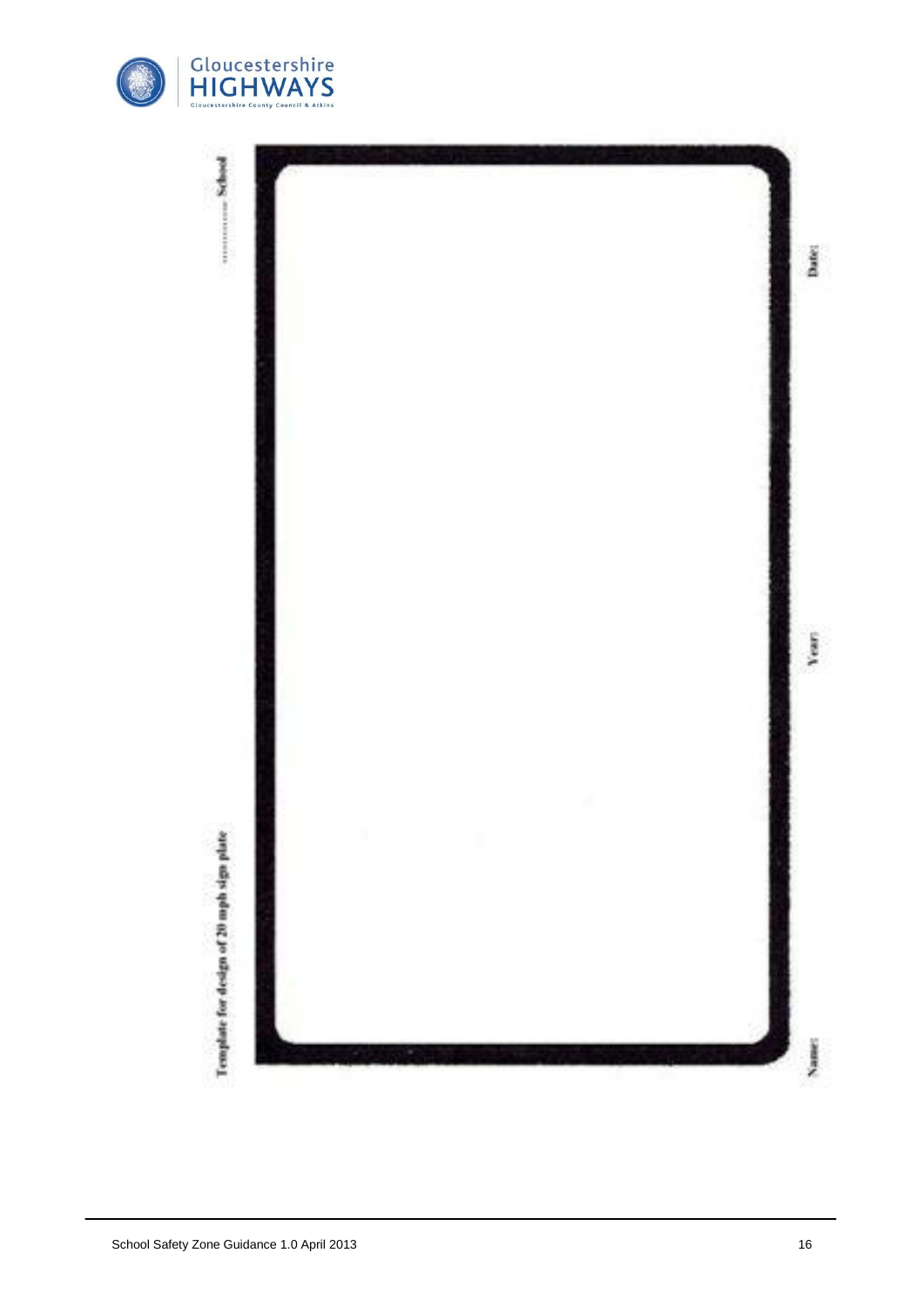Template for design of 20 mph sign plate

……………… School

Name:

Year:

Date: